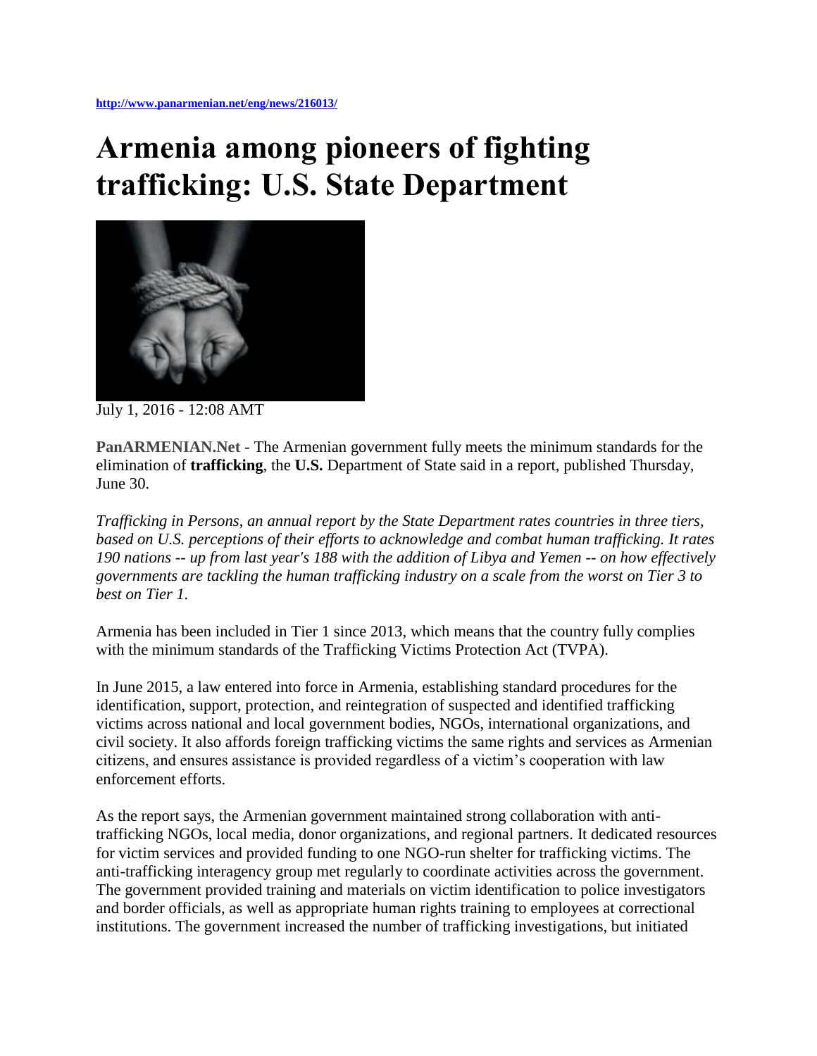http://www.panarmenian.net/eng/news/216013/

# Armenia among pioneers of fighting trafficking: U.S. State Department

July 1, 2016 - 12:08 AMT

**PanARMENIAN.Net** - The Armenian government fully meets the minimum standards for the elimination of **trafficking**, the **U.S.** Department of State said in a report, published Thursday, June 30.

*Trafficking in Persons, an annual report by the State Department rates countries in three tiers, based on U.S. perceptions of their efforts to acknowledge and combat human trafficking. It rates 190 nations -- up from last year's 188 with the addition of Libya and Yemen -- on how effectively governments are tackling the human trafficking industry on a scale from the worst on Tier 3 to best on Tier 1.*

Armenia has been included in Tier 1 since 2013, which means that the country fully complies with the minimum standards of the Trafficking Victims Protection Act (TVPA).

In June 2015, a law entered into force in Armenia, establishing standard procedures for the identification, support, protection, and reintegration of suspected and identified trafficking victims across national and local government bodies, NGOs, international organizations, and civil society. It also affords foreign trafficking victims the same rights and services as Armenian citizens, and ensures assistance is provided regardless of a victim's cooperation with law enforcement efforts.

As the report says, the Armenian government maintained strong collaboration with anti-trafficking NGOs, local media, donor organizations, and regional partners. It dedicated resources for victim services and provided funding to one NGO-run shelter for trafficking victims. The anti-trafficking interagency group met regularly to coordinate activities across the government. The government provided training and materials on victim identification to police investigators and border officials, as well as appropriate human rights training to employees at correctional institutions. The government increased the number of trafficking investigations, but initiated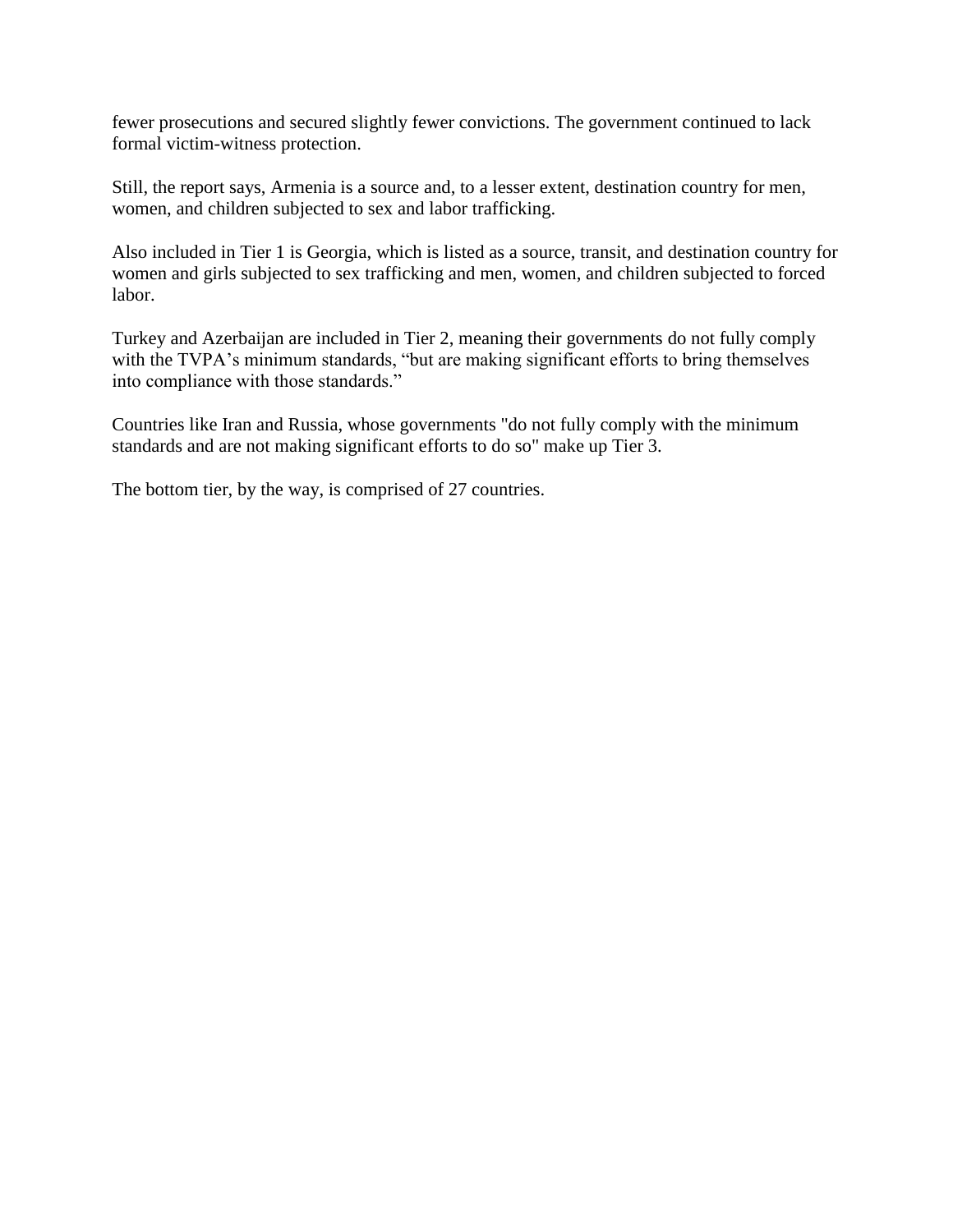fewer prosecutions and secured slightly fewer convictions. The government continued to lack formal victim-witness protection.

Still, the report says, Armenia is a source and, to a lesser extent, destination country for men, women, and children subjected to sex and labor trafficking.

Also included in Tier 1 is Georgia, which is listed as a source, transit, and destination country for women and girls subjected to sex trafficking and men, women, and children subjected to forced labor.

Turkey and Azerbaijan are included in Tier 2, meaning their governments do not fully comply with the TVPA's minimum standards, "but are making significant efforts to bring themselves into compliance with those standards."

Countries like Iran and Russia, whose governments "do not fully comply with the minimum standards and are not making significant efforts to do so" make up Tier 3.

The bottom tier, by the way, is comprised of 27 countries.